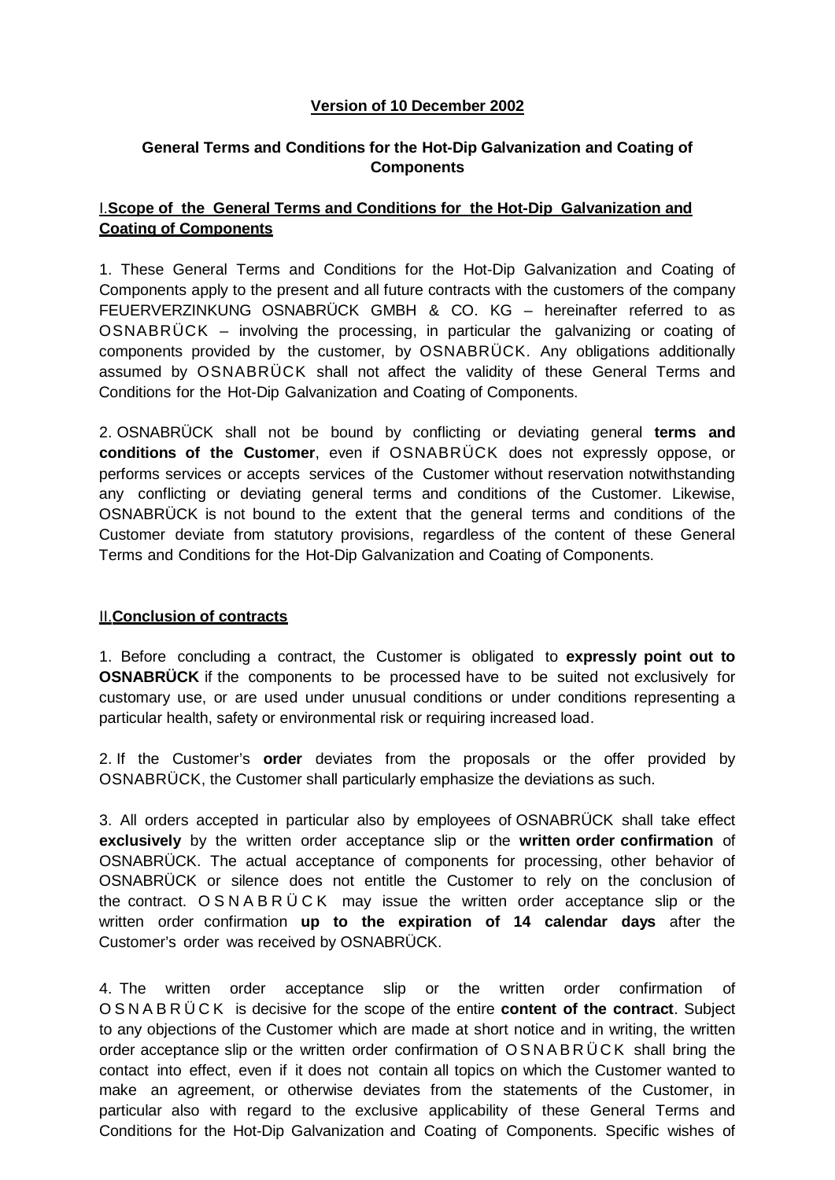**Version of 10 December 2002**

## General Terms and Conditions for the Hot-Dip Galvanization and Coating of Components

### I. Scope of the General Terms and Conditions for the Hot-Dip Galvanization and Coating of Components

1. These General Terms and Conditions for the Hot-Dip Galvanization and Coating of Components apply to the present and all future contracts with the customers of the company FEUERVERZINKUNG OSNABRÜCK GMBH & CO. KG – hereinafter referred to as OSNABRÜCK – involving the processing, in particular the galvanizing or coating of components provided by the customer, by OSNABRÜCK. Any obligations additionally assumed by OSNABRÜCK shall not affect the validity of these General Terms and Conditions for the Hot-Dip Galvanization and Coating of Components.

2. OSNABRÜCK shall not be bound by conflicting or deviating general **terms and conditions of the Customer**, even if OSNABRÜCK does not expressly oppose, or performs services or accepts services of the Customer without reservation notwithstanding any conflicting or deviating general terms and conditions of the Customer. Likewise, OSNABRÜCK is not bound to the extent that the general terms and conditions of the Customer deviate from statutory provisions, regardless of the content of these General Terms and Conditions for the Hot-Dip Galvanization and Coating of Components.

### II. Conclusion of contracts

1. Before concluding a contract, the Customer is obligated to **expressly point out to OSNABRÜCK** if the components to be processed have to be suited not exclusively for customary use, or are used under unusual conditions or under conditions representing a particular health, safety or environmental risk or requiring increased load.

2. If the Customer's **order** deviates from the proposals or the offer provided by OSNABRÜCK, the Customer shall particularly emphasize the deviations as such.

3. All orders accepted in particular also by employees of OSNABRÜCK shall take effect **exclusively** by the written order acceptance slip or the **written order confirmation** of OSNABRÜCK. The actual acceptance of components for processing, other behavior of OSNABRÜCK or silence does not entitle the Customer to rely on the conclusion of the contract. OSNABRÜCK may issue the written order acceptance slip or the written order confirmation **up to the expiration of 14 calendar days** after the Customer's order was received by OSNABRÜCK.

4. The written order acceptance slip or the written order confirmation of OSNABRÜCK is decisive for the scope of the entire **content of the contract**. Subject to any objections of the Customer which are made at short notice and in writing, the written order acceptance slip or the written order confirmation of OSNABRÜCK shall bring the contact into effect, even if it does not contain all topics on which the Customer wanted to make an agreement, or otherwise deviates from the statements of the Customer, in particular also with regard to the exclusive applicability of these General Terms and Conditions for the Hot-Dip Galvanization and Coating of Components. Specific wishes of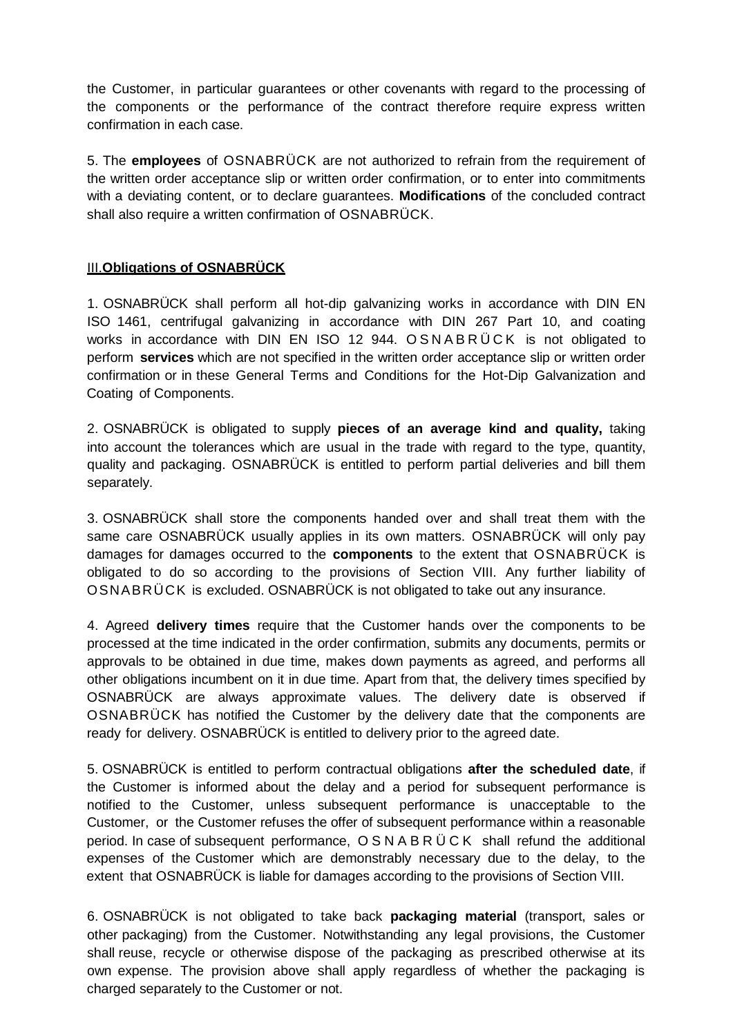the Customer, in particular guarantees or other covenants with regard to the processing of the components or the performance of the contract therefore require express written confirmation in each case.

5. The **employees** of OSNABRÜCK are not authorized to refrain from the requirement of the written order acceptance slip or written order confirmation, or to enter into commitments with a deviating content, or to declare guarantees. **Modifications** of the concluded contract shall also require a written confirmation of OSNABRÜCK.

## III. **Obligations of OSNABRÜCK**

1. OSNABRÜCK shall perform all hot-dip galvanizing works in accordance with DIN EN ISO 1461, centrifugal galvanizing in accordance with DIN 267 Part 10, and coating works in accordance with DIN EN ISO 12 944. OSNABRÜCK is not obligated to perform **services** which are not specified in the written order acceptance slip or written order confirmation or in these General Terms and Conditions for the Hot-Dip Galvanization and Coating of Components.

2. OSNABRÜCK is obligated to supply **pieces of an average kind and quality,** taking into account the tolerances which are usual in the trade with regard to the type, quantity, quality and packaging. OSNABRÜCK is entitled to perform partial deliveries and bill them separately.

3. OSNABRÜCK shall store the components handed over and shall treat them with the same care OSNABRÜCK usually applies in its own matters. OSNABRÜCK will only pay damages for damages occurred to the **components** to the extent that OSNABRÜCK is obligated to do so according to the provisions of Section VIII. Any further liability of OSNABRÜCK is excluded. OSNABRÜCK is not obligated to take out any insurance.

4. Agreed **delivery times** require that the Customer hands over the components to be processed at the time indicated in the order confirmation, submits any documents, permits or approvals to be obtained in due time, makes down payments as agreed, and performs all other obligations incumbent on it in due time. Apart from that, the delivery times specified by OSNABRÜCK are always approximate values. The delivery date is observed if OSNABRÜCK has notified the Customer by the delivery date that the components are ready for delivery. OSNABRÜCK is entitled to delivery prior to the agreed date.

5. OSNABRÜCK is entitled to perform contractual obligations **after the scheduled date**, if the Customer is informed about the delay and a period for subsequent performance is notified to the Customer, unless subsequent performance is unacceptable to the Customer, or the Customer refuses the offer of subsequent performance within a reasonable period. In case of subsequent performance, OSNABRÜCK shall refund the additional expenses of the Customer which are demonstrably necessary due to the delay, to the extent that OSNABRÜCK is liable for damages according to the provisions of Section VIII.

6. OSNABRÜCK is not obligated to take back **packaging material** (transport, sales or other packaging) from the Customer. Notwithstanding any legal provisions, the Customer shall reuse, recycle or otherwise dispose of the packaging as prescribed otherwise at its own expense. The provision above shall apply regardless of whether the packaging is charged separately to the Customer or not.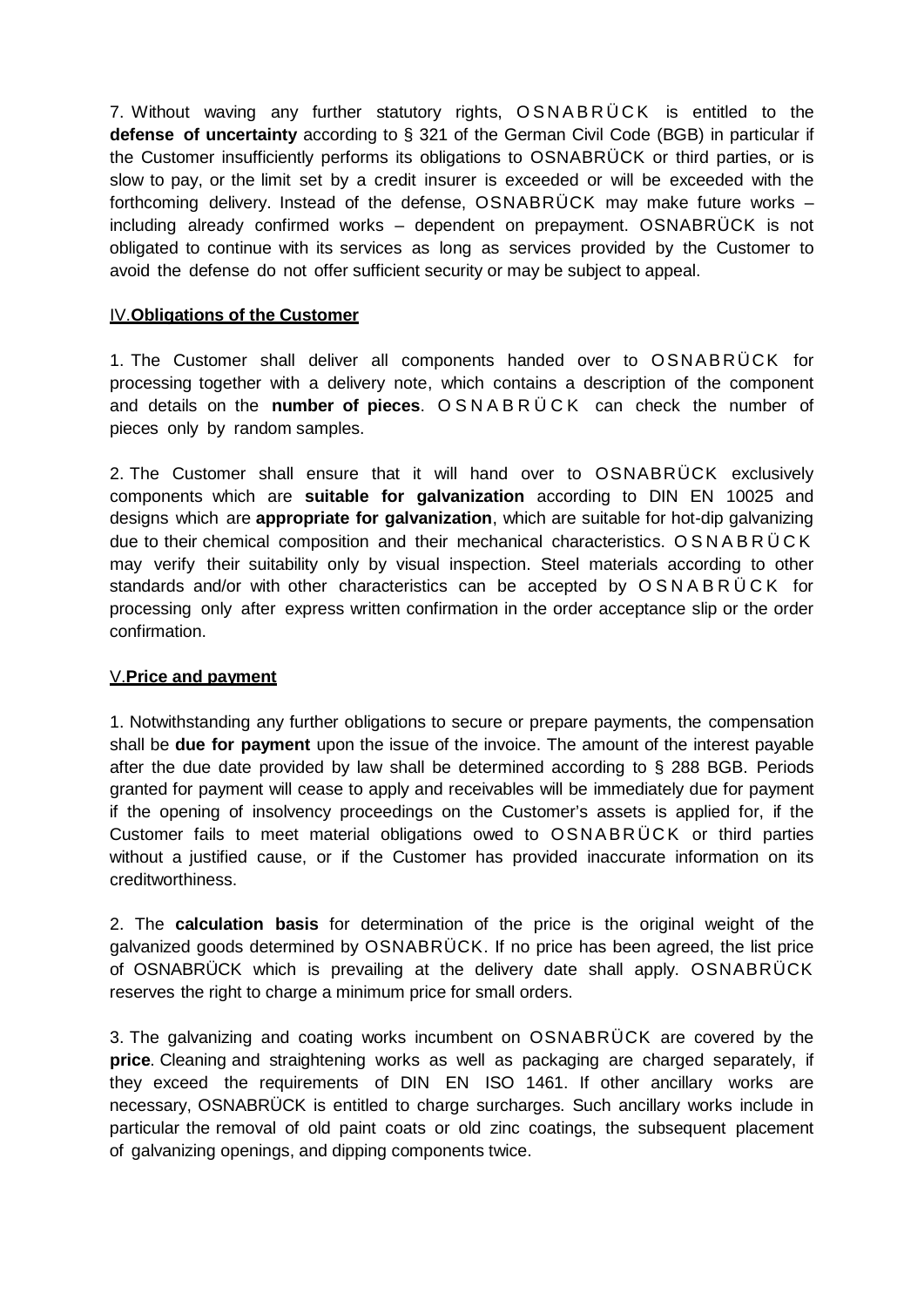7. Without waving any further statutory rights, OSNABRÜCK is entitled to the **defense of uncertainty** according to § 321 of the German Civil Code (BGB) in particular if the Customer insufficiently performs its obligations to OSNABRÜCK or third parties, or is slow to pay, or the limit set by a credit insurer is exceeded or will be exceeded with the forthcoming delivery. Instead of the defense, OSNABRÜCK may make future works – including already confirmed works – dependent on prepayment. OSNABRÜCK is not obligated to continue with its services as long as services provided by the Customer to avoid the defense do not offer sufficient security or may be subject to appeal.

## IV. Obligations of the Customer

1. The Customer shall deliver all components handed over to OSNABRÜCK for processing together with a delivery note, which contains a description of the component and details on the **number of pieces**. OSNABRÜCK can check the number of pieces only by random samples.

2. The Customer shall ensure that it will hand over to OSNABRÜCK exclusively components which are **suitable for galvanization** according to DIN EN 10025 and designs which are **appropriate for galvanization**, which are suitable for hot-dip galvanizing due to their chemical composition and their mechanical characteristics. OSNABRÜCK may verify their suitability only by visual inspection. Steel materials according to other standards and/or with other characteristics can be accepted by OSNABRÜCK for processing only after express written confirmation in the order acceptance slip or the order confirmation.

## V. Price and payment

1. Notwithstanding any further obligations to secure or prepare payments, the compensation shall be **due for payment** upon the issue of the invoice. The amount of the interest payable after the due date provided by law shall be determined according to § 288 BGB. Periods granted for payment will cease to apply and receivables will be immediately due for payment if the opening of insolvency proceedings on the Customer's assets is applied for, if the Customer fails to meet material obligations owed to OSNABRÜCK or third parties without a justified cause, or if the Customer has provided inaccurate information on its creditworthiness.

2. The **calculation basis** for determination of the price is the original weight of the galvanized goods determined by OSNABRÜCK. If no price has been agreed, the list price of OSNABRÜCK which is prevailing at the delivery date shall apply. OSNABRÜCK reserves the right to charge a minimum price for small orders.

3. The galvanizing and coating works incumbent on OSNABRÜCK are covered by the **price**. Cleaning and straightening works as well as packaging are charged separately, if they exceed the requirements of DIN EN ISO 1461. If other ancillary works are necessary, OSNABRÜCK is entitled to charge surcharges. Such ancillary works include in particular the removal of old paint coats or old zinc coatings, the subsequent placement of galvanizing openings, and dipping components twice.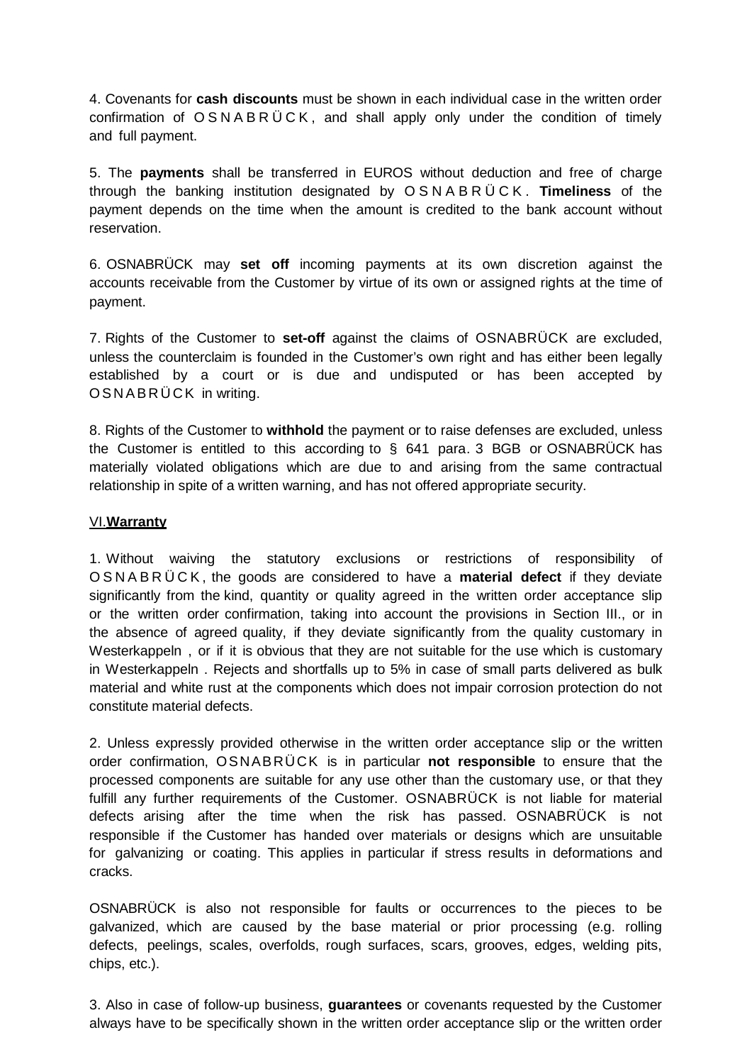4. Covenants for **cash discounts** must be shown in each individual case in the written order confirmation of OSNABRÜCK, and shall apply only under the condition of timely and full payment.

5. The **payments** shall be transferred in EUROS without deduction and free of charge through the banking institution designated by OSNABRÜCK. **Timeliness** of the payment depends on the time when the amount is credited to the bank account without reservation.

6. OSNABRÜCK may **set off** incoming payments at its own discretion against the accounts receivable from the Customer by virtue of its own or assigned rights at the time of payment.

7. Rights of the Customer to **set-off** against the claims of OSNABRÜCK are excluded, unless the counterclaim is founded in the Customer's own right and has either been legally established by a court or is due and undisputed or has been accepted by OSNABRÜCK in writing.

8. Rights of the Customer to **withhold** the payment or to raise defenses are excluded, unless the Customer is entitled to this according to § 641 para. 3 BGB or OSNABRÜCK has materially violated obligations which are due to and arising from the same contractual relationship in spite of a written warning, and has not offered appropriate security.

## VI. **Warranty**

1. Without waiving the statutory exclusions or restrictions of responsibility of OSNABRÜCK, the goods are considered to have a **material defect** if they deviate significantly from the kind, quantity or quality agreed in the written order acceptance slip or the written order confirmation, taking into account the provisions in Section III., or in the absence of agreed quality, if they deviate significantly from the quality customary in Westerkappeln , or if it is obvious that they are not suitable for the use which is customary in Westerkappeln . Rejects and shortfalls up to 5% in case of small parts delivered as bulk material and white rust at the components which does not impair corrosion protection do not constitute material defects.

2. Unless expressly provided otherwise in the written order acceptance slip or the written order confirmation, OSNABRÜCK is in particular **not responsible** to ensure that the processed components are suitable for any use other than the customary use, or that they fulfill any further requirements of the Customer. OSNABRÜCK is not liable for material defects arising after the time when the risk has passed. OSNABRÜCK is not responsible if the Customer has handed over materials or designs which are unsuitable for galvanizing or coating. This applies in particular if stress results in deformations and cracks.

OSNABRÜCK is also not responsible for faults or occurrences to the pieces to be galvanized, which are caused by the base material or prior processing (e.g. rolling defects, peelings, scales, overfolds, rough surfaces, scars, grooves, edges, welding pits, chips, etc.).

3. Also in case of follow-up business, **guarantees** or covenants requested by the Customer always have to be specifically shown in the written order acceptance slip or the written order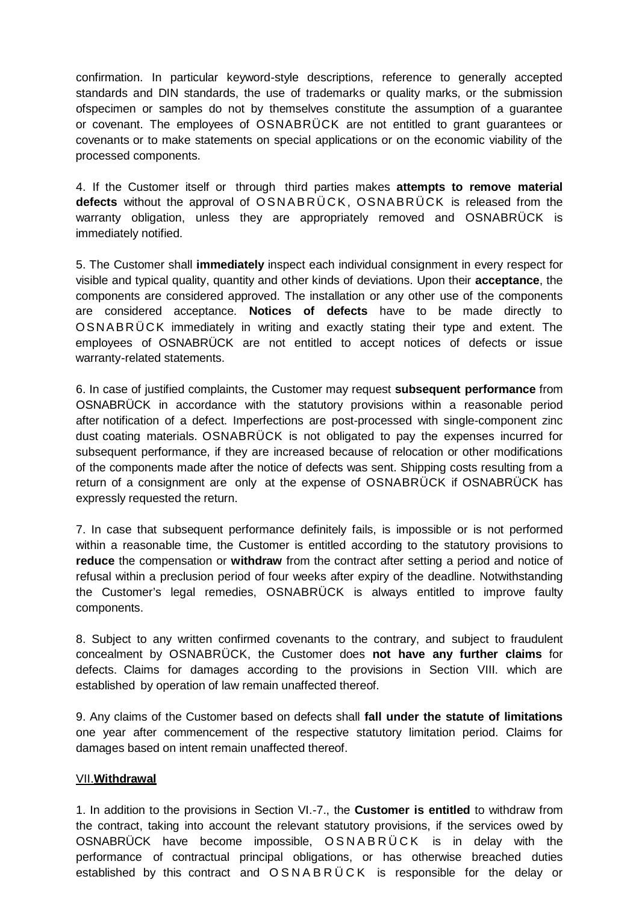confirmation. In particular keyword-style descriptions, reference to generally accepted standards and DIN standards, the use of trademarks or quality marks, or the submission ofspecimen or samples do not by themselves constitute the assumption of a guarantee or covenant. The employees of OSNABRÜCK are not entitled to grant guarantees or covenants or to make statements on special applications or on the economic viability of the processed components.

4. If the Customer itself or through third parties makes **attempts to remove material defects** without the approval of OSNABRÜCK, OSNABRÜCK is released from the warranty obligation, unless they are appropriately removed and OSNABRÜCK is immediately notified.

5. The Customer shall **immediately** inspect each individual consignment in every respect for visible and typical quality, quantity and other kinds of deviations. Upon their **acceptance**, the components are considered approved. The installation or any other use of the components are considered acceptance. **Notices of defects** have to be made directly to OSNABRÜCK immediately in writing and exactly stating their type and extent. The employees of OSNABRÜCK are not entitled to accept notices of defects or issue warranty-related statements.

6. In case of justified complaints, the Customer may request **subsequent performance** from OSNABRÜCK in accordance with the statutory provisions within a reasonable period after notification of a defect. Imperfections are post-processed with single-component zinc dust coating materials. OSNABRÜCK is not obligated to pay the expenses incurred for subsequent performance, if they are increased because of relocation or other modifications of the components made after the notice of defects was sent. Shipping costs resulting from a return of a consignment are only at the expense of OSNABRÜCK if OSNABRÜCK has expressly requested the return.

7. In case that subsequent performance definitely fails, is impossible or is not performed within a reasonable time, the Customer is entitled according to the statutory provisions to **reduce** the compensation or **withdraw** from the contract after setting a period and notice of refusal within a preclusion period of four weeks after expiry of the deadline. Notwithstanding the Customer's legal remedies, OSNABRÜCK is always entitled to improve faulty components.

8. Subject to any written confirmed covenants to the contrary, and subject to fraudulent concealment by OSNABRÜCK, the Customer does **not have any further claims** for defects. Claims for damages according to the provisions in Section VIII. which are established by operation of law remain unaffected thereof.

9. Any claims of the Customer based on defects shall **fall under the statute of limitations** one year after commencement of the respective statutory limitation period. Claims for damages based on intent remain unaffected thereof.

## VII.**Withdrawal**

1. In addition to the provisions in Section VI.-7., the **Customer is entitled** to withdraw from the contract, taking into account the relevant statutory provisions, if the services owed by OSNABRÜCK have become impossible, OSNABRÜCK is in delay with the performance of contractual principal obligations, or has otherwise breached duties established by this contract and OSNABRÜCK is responsible for the delay or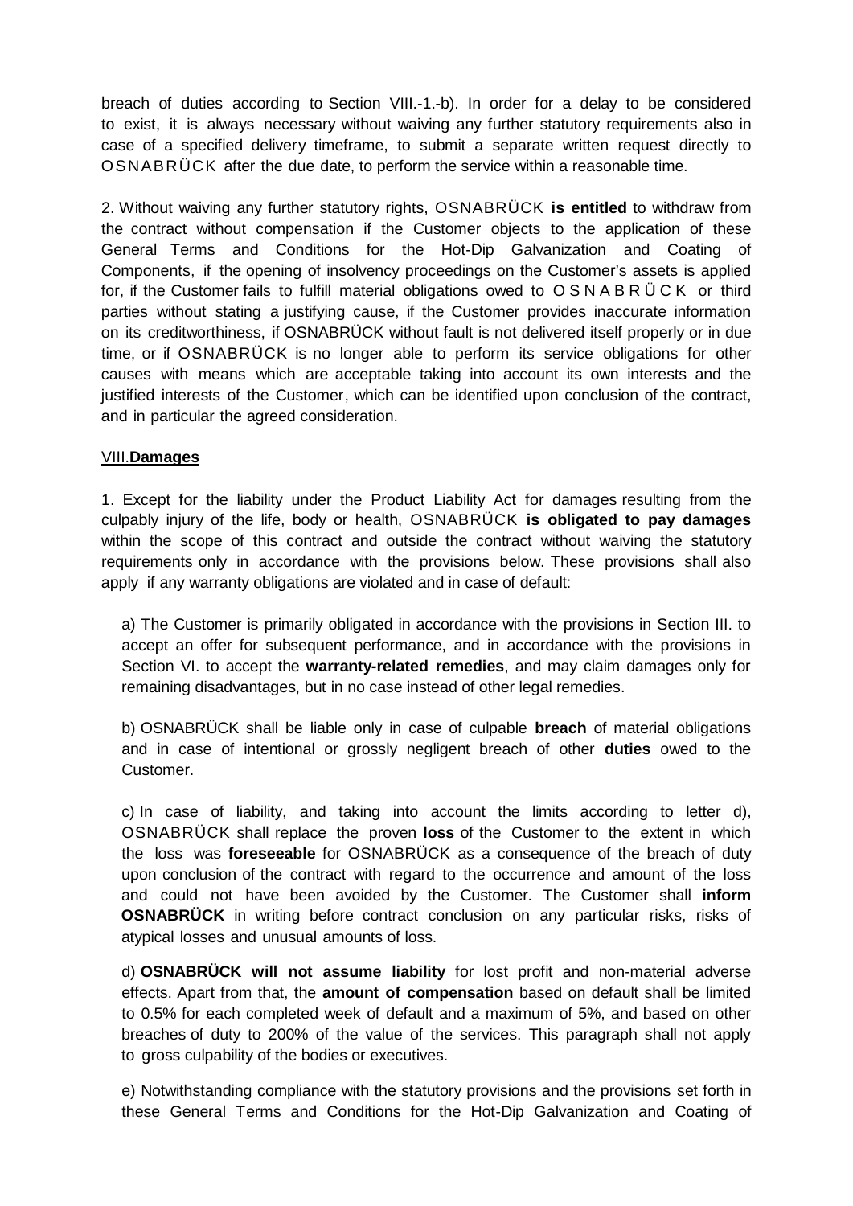breach of duties according to Section VIII.-1.-b). In order for a delay to be considered to exist, it is always necessary without waiving any further statutory requirements also in case of a specified delivery timeframe, to submit a separate written request directly to OSNABRÜCK after the due date, to perform the service within a reasonable time.

2. Without waiving any further statutory rights, OSNABRÜCK **is entitled** to withdraw from the contract without compensation if the Customer objects to the application of these General Terms and Conditions for the Hot-Dip Galvanization and Coating of Components, if the opening of insolvency proceedings on the Customer's assets is applied for, if the Customer fails to fulfill material obligations owed to OSNABRÜCK or third parties without stating a justifying cause, if the Customer provides inaccurate information on its creditworthiness, if OSNABRÜCK without fault is not delivered itself properly or in due time, or if OSNABRÜCK is no longer able to perform its service obligations for other causes with means which are acceptable taking into account its own interests and the justified interests of the Customer, which can be identified upon conclusion of the contract, and in particular the agreed consideration.

## VIII. **Damages**

1. Except for the liability under the Product Liability Act for damages resulting from the culpably injury of the life, body or health, OSNABRÜCK **is obligated to pay damages** within the scope of this contract and outside the contract without waiving the statutory requirements only in accordance with the provisions below. These provisions shall also apply if any warranty obligations are violated and in case of default:

a) The Customer is primarily obligated in accordance with the provisions in Section III. to accept an offer for subsequent performance, and in accordance with the provisions in Section VI. to accept the **warranty-related remedies**, and may claim damages only for remaining disadvantages, but in no case instead of other legal remedies.

b) OSNABRÜCK shall be liable only in case of culpable **breach** of material obligations and in case of intentional or grossly negligent breach of other **duties** owed to the Customer.

c) In case of liability, and taking into account the limits according to letter d), OSNABRÜCK shall replace the proven **loss** of the Customer to the extent in which the loss was **foreseeable** for OSNABRÜCK as a consequence of the breach of duty upon conclusion of the contract with regard to the occurrence and amount of the loss and could not have been avoided by the Customer. The Customer shall **inform OSNABRÜCK** in writing before contract conclusion on any particular risks, risks of atypical losses and unusual amounts of loss.

d) **OSNABRÜCK will not assume liability** for lost profit and non-material adverse effects. Apart from that, the **amount of compensation** based on default shall be limited to 0.5% for each completed week of default and a maximum of 5%, and based on other breaches of duty to 200% of the value of the services. This paragraph shall not apply to gross culpability of the bodies or executives.

e) Notwithstanding compliance with the statutory provisions and the provisions set forth in these General Terms and Conditions for the Hot-Dip Galvanization and Coating of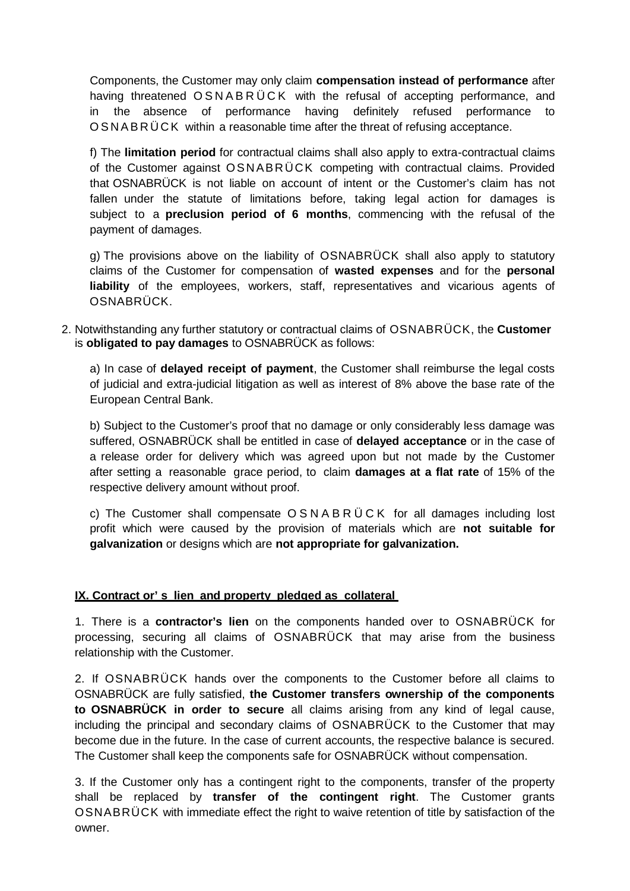Components, the Customer may only claim **compensation instead of performance** after having threatened OSNABRÜCK with the refusal of accepting performance, and in the absence of performance having definitely refused performance to OSNABRÜCK within a reasonable time after the threat of refusing acceptance.

f) The **limitation period** for contractual claims shall also apply to extra-contractual claims of the Customer against OSNABRÜCK competing with contractual claims. Provided that OSNABRÜCK is not liable on account of intent or the Customer's claim has not fallen under the statute of limitations before, taking legal action for damages is subject to a **preclusion period of 6 months**, commencing with the refusal of the payment of damages.

g) The provisions above on the liability of OSNABRÜCK shall also apply to statutory claims of the Customer for compensation of **wasted expenses** and for the **personal liability** of the employees, workers, staff, representatives and vicarious agents of OSNABRÜCK.

2. Notwithstanding any further statutory or contractual claims of OSNABRÜCK, the **Customer** is **obligated to pay damages** to OSNABRÜCK as follows:

a) In case of **delayed receipt of payment**, the Customer shall reimburse the legal costs of judicial and extra-judicial litigation as well as interest of 8% above the base rate of the European Central Bank.

b) Subject to the Customer's proof that no damage or only considerably less damage was suffered, OSNABRÜCK shall be entitled in case of **delayed acceptance** or in the case of a release order for delivery which was agreed upon but not made by the Customer after setting a reasonable grace period, to claim **damages at a flat rate** of 15% of the respective delivery amount without proof.

c) The Customer shall compensate OSNABRÜCK for all damages including lost profit which were caused by the provision of materials which are **not suitable for galvanization** or designs which are **not appropriate for galvanization.**

## IX. Contractor's lien and property pledged as collateral

1. There is a **contractor's lien** on the components handed over to OSNABRÜCK for processing, securing all claims of OSNABRÜCK that may arise from the business relationship with the Customer.

2. If OSNABRÜCK hands over the components to the Customer before all claims to OSNABRÜCK are fully satisfied, **the Customer transfers ownership of the components to OSNABRÜCK in order to secure** all claims arising from any kind of legal cause, including the principal and secondary claims of OSNABRÜCK to the Customer that may become due in the future. In the case of current accounts, the respective balance is secured. The Customer shall keep the components safe for OSNABRÜCK without compensation.

3. If the Customer only has a contingent right to the components, transfer of the property shall be replaced by **transfer of the contingent right**. The Customer grants OSNABRÜCK with immediate effect the right to waive retention of title by satisfaction of the owner.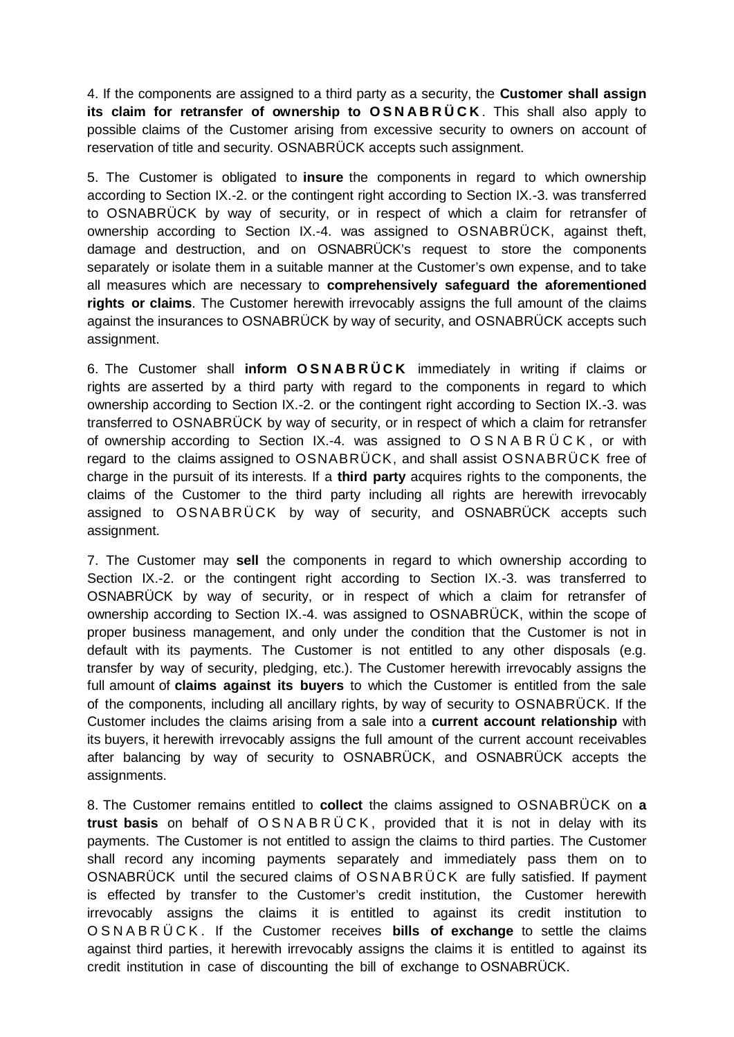4. If the components are assigned to a third party as a security, the **Customer shall assign its claim for retransfer of ownership to OSNABRÜCK**. This shall also apply to possible claims of the Customer arising from excessive security to owners on account of reservation of title and security. OSNABRÜCK accepts such assignment.

5. The Customer is obligated to **insure** the components in regard to which ownership according to Section IX.-2. or the contingent right according to Section IX.-3. was transferred to OSNABRÜCK by way of security, or in respect of which a claim for retransfer of ownership according to Section IX.-4. was assigned to OSNABRÜCK, against theft, damage and destruction, and on OSNABRÜCK's request to store the components separately or isolate them in a suitable manner at the Customer's own expense, and to take all measures which are necessary to **comprehensively safeguard the aforementioned rights or claims**. The Customer herewith irrevocably assigns the full amount of the claims against the insurances to OSNABRÜCK by way of security, and OSNABRÜCK accepts such assignment.

6. The Customer shall **inform OSNABRÜCK** immediately in writing if claims or rights are asserted by a third party with regard to the components in regard to which ownership according to Section IX.-2. or the contingent right according to Section IX.-3. was transferred to OSNABRÜCK by way of security, or in respect of which a claim for retransfer of ownership according to Section IX.-4. was assigned to OSNABRÜCK, or with regard to the claims assigned to OSNABRÜCK, and shall assist OSNABRÜCK free of charge in the pursuit of its interests. If a **third party** acquires rights to the components, the claims of the Customer to the third party including all rights are herewith irrevocably assigned to OSNABRÜCK by way of security, and OSNABRÜCK accepts such assignment.

7. The Customer may **sell** the components in regard to which ownership according to Section IX.-2. or the contingent right according to Section IX.-3. was transferred to OSNABRÜCK by way of security, or in respect of which a claim for retransfer of ownership according to Section IX.-4. was assigned to OSNABRÜCK, within the scope of proper business management, and only under the condition that the Customer is not in default with its payments. The Customer is not entitled to any other disposals (e.g. transfer by way of security, pledging, etc.). The Customer herewith irrevocably assigns the full amount of **claims against its buyers** to which the Customer is entitled from the sale of the components, including all ancillary rights, by way of security to OSNABRÜCK. If the Customer includes the claims arising from a sale into a **current account relationship** with its buyers, it herewith irrevocably assigns the full amount of the current account receivables after balancing by way of security to OSNABRÜCK, and OSNABRÜCK accepts the assignments.

8. The Customer remains entitled to **collect** the claims assigned to OSNABRÜCK on **a trust basis** on behalf of OSNABRÜCK, provided that it is not in delay with its payments. The Customer is not entitled to assign the claims to third parties. The Customer shall record any incoming payments separately and immediately pass them on to OSNABRÜCK until the secured claims of OSNABRÜCK are fully satisfied. If payment is effected by transfer to the Customer's credit institution, the Customer herewith irrevocably assigns the claims it is entitled to against its credit institution to OSNABRÜCK. If the Customer receives **bills of exchange** to settle the claims against third parties, it herewith irrevocably assigns the claims it is entitled to against its credit institution in case of discounting the bill of exchange to OSNABRÜCK.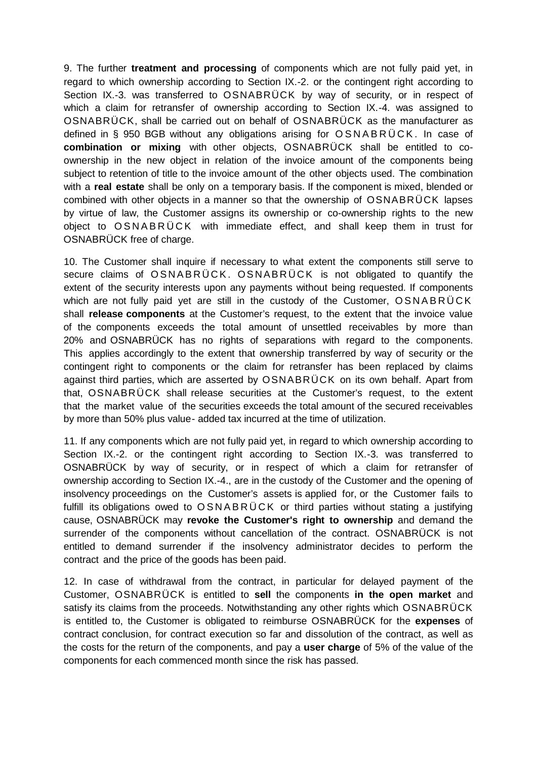9. The further **treatment and processing** of components which are not fully paid yet, in regard to which ownership according to Section IX.-2. or the contingent right according to Section IX.-3. was transferred to OSNABRÜCK by way of security, or in respect of which a claim for retransfer of ownership according to Section IX.-4. was assigned to OSNABRÜCK, shall be carried out on behalf of OSNABRÜCK as the manufacturer as defined in § 950 BGB without any obligations arising for OSNABRÜCK. In case of **combination or mixing** with other objects, OSNABRÜCK shall be entitled to co-ownership in the new object in relation of the invoice amount of the components being subject to retention of title to the invoice amount of the other objects used. The combination with a **real estate** shall be only on a temporary basis. If the component is mixed, blended or combined with other objects in a manner so that the ownership of OSNABRÜCK lapses by virtue of law, the Customer assigns its ownership or co-ownership rights to the new object to OSNABRÜCK with immediate effect, and shall keep them in trust for OSNABRÜCK free of charge.

10. The Customer shall inquire if necessary to what extent the components still serve to secure claims of OSNABRÜCK. OSNABRÜCK is not obligated to quantify the extent of the security interests upon any payments without being requested. If components which are not fully paid yet are still in the custody of the Customer, OSNABRÜCK shall **release components** at the Customer's request, to the extent that the invoice value of the components exceeds the total amount of unsettled receivables by more than 20% and OSNABRÜCK has no rights of separations with regard to the components. This applies accordingly to the extent that ownership transferred by way of security or the contingent right to components or the claim for retransfer has been replaced by claims against third parties, which are asserted by OSNABRÜCK on its own behalf. Apart from that, OSNABRÜCK shall release securities at the Customer's request, to the extent that the market value of the securities exceeds the total amount of the secured receivables by more than 50% plus value- added tax incurred at the time of utilization.

11. If any components which are not fully paid yet, in regard to which ownership according to Section IX.-2. or the contingent right according to Section IX.-3. was transferred to OSNABRÜCK by way of security, or in respect of which a claim for retransfer of ownership according to Section IX.-4., are in the custody of the Customer and the opening of insolvency proceedings on the Customer's assets is applied for, or the Customer fails to fulfill its obligations owed to OSNABRÜCK or third parties without stating a justifying cause, OSNABRÜCK may **revoke the Customer's right to ownership** and demand the surrender of the components without cancellation of the contract. OSNABRÜCK is not entitled to demand surrender if the insolvency administrator decides to perform the contract and the price of the goods has been paid.

12. In case of withdrawal from the contract, in particular for delayed payment of the Customer, OSNABRÜCK is entitled to **sell** the components **in the open market** and satisfy its claims from the proceeds. Notwithstanding any other rights which OSNABRÜCK is entitled to, the Customer is obligated to reimburse OSNABRÜCK for the **expenses** of contract conclusion, for contract execution so far and dissolution of the contract, as well as the costs for the return of the components, and pay a **user charge** of 5% of the value of the components for each commenced month since the risk has passed.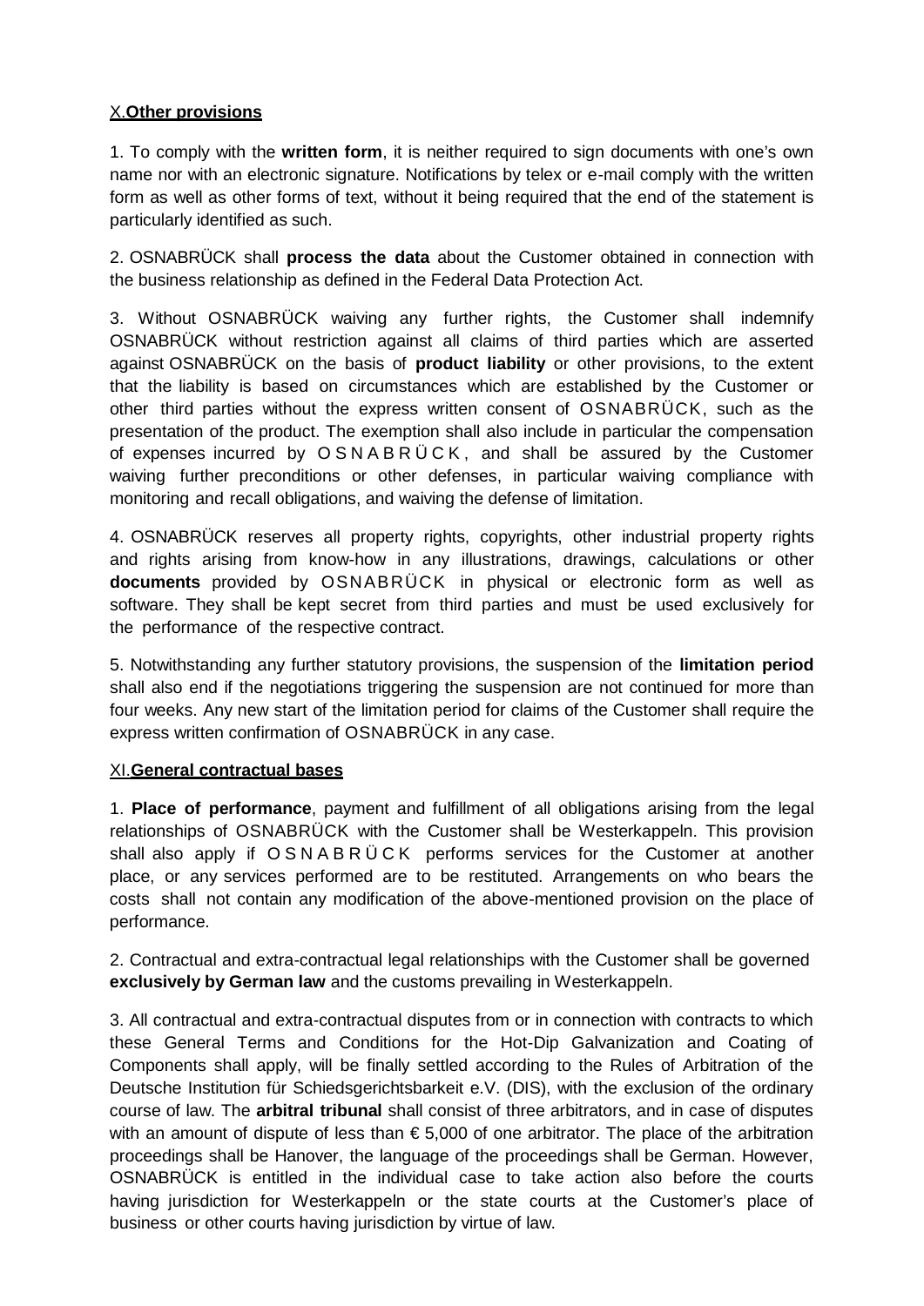## X. Other provisions

1. To comply with the **written form**, it is neither required to sign documents with one's own name nor with an electronic signature. Notifications by telex or e-mail comply with the written form as well as other forms of text, without it being required that the end of the statement is particularly identified as such.

2. OSNABRÜCK shall **process the data** about the Customer obtained in connection with the business relationship as defined in the Federal Data Protection Act.

3. Without OSNABRÜCK waiving any further rights, the Customer shall indemnify OSNABRÜCK without restriction against all claims of third parties which are asserted against OSNABRÜCK on the basis of **product liability** or other provisions, to the extent that the liability is based on circumstances which are established by the Customer or other third parties without the express written consent of OSNABRÜCK, such as the presentation of the product. The exemption shall also include in particular the compensation of expenses incurred by OSNABRÜCK, and shall be assured by the Customer waiving further preconditions or other defenses, in particular waiving compliance with monitoring and recall obligations, and waiving the defense of limitation.

4. OSNABRÜCK reserves all property rights, copyrights, other industrial property rights and rights arising from know-how in any illustrations, drawings, calculations or other **documents** provided by OSNABRÜCK in physical or electronic form as well as software. They shall be kept secret from third parties and must be used exclusively for the performance of the respective contract.

5. Notwithstanding any further statutory provisions, the suspension of the **limitation period** shall also end if the negotiations triggering the suspension are not continued for more than four weeks. Any new start of the limitation period for claims of the Customer shall require the express written confirmation of OSNABRÜCK in any case.

## XI. General contractual bases

1. **Place of performance**, payment and fulfillment of all obligations arising from the legal relationships of OSNABRÜCK with the Customer shall be Westerkappeln. This provision shall also apply if OSNABRÜCK performs services for the Customer at another place, or any services performed are to be restituted. Arrangements on who bears the costs shall not contain any modification of the above-mentioned provision on the place of performance.

2. Contractual and extra-contractual legal relationships with the Customer shall be governed **exclusively by German law** and the customs prevailing in Westerkappeln.

3. All contractual and extra-contractual disputes from or in connection with contracts to which these General Terms and Conditions for the Hot-Dip Galvanization and Coating of Components shall apply, will be finally settled according to the Rules of Arbitration of the Deutsche Institution für Schiedsgerichtsbarkeit e.V. (DIS), with the exclusion of the ordinary course of law. The **arbitral tribunal** shall consist of three arbitrators, and in case of disputes with an amount of dispute of less than € 5,000 of one arbitrator. The place of the arbitration proceedings shall be Hanover, the language of the proceedings shall be German. However, OSNABRÜCK is entitled in the individual case to take action also before the courts having jurisdiction for Westerkappeln or the state courts at the Customer's place of business or other courts having jurisdiction by virtue of law.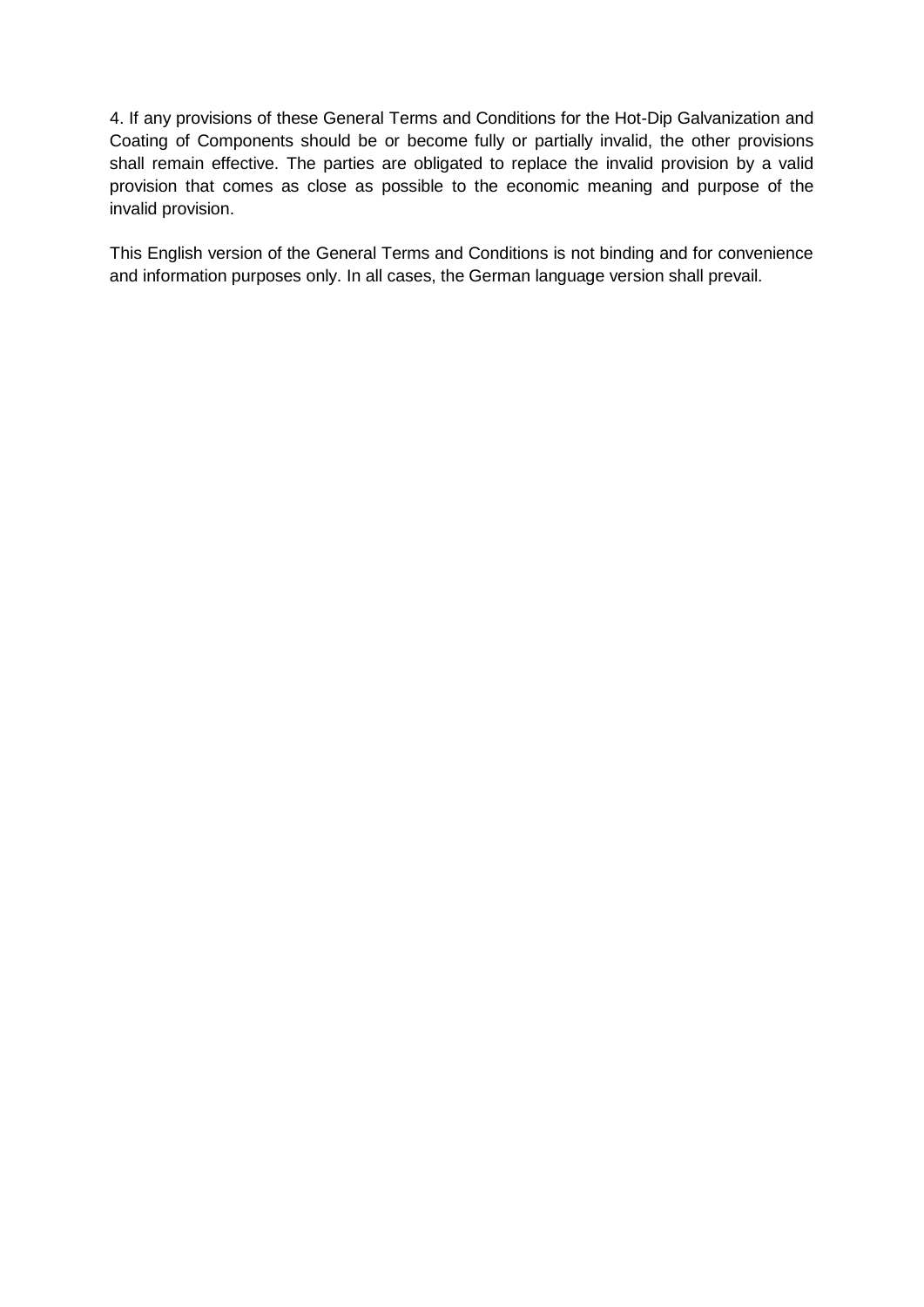4. If any provisions of these General Terms and Conditions for the Hot-Dip Galvanization and Coating of Components should be or become fully or partially invalid, the other provisions shall remain effective. The parties are obligated to replace the invalid provision by a valid provision that comes as close as possible to the economic meaning and purpose of the invalid provision.

This English version of the General Terms and Conditions is not binding and for convenience and information purposes only. In all cases, the German language version shall prevail.